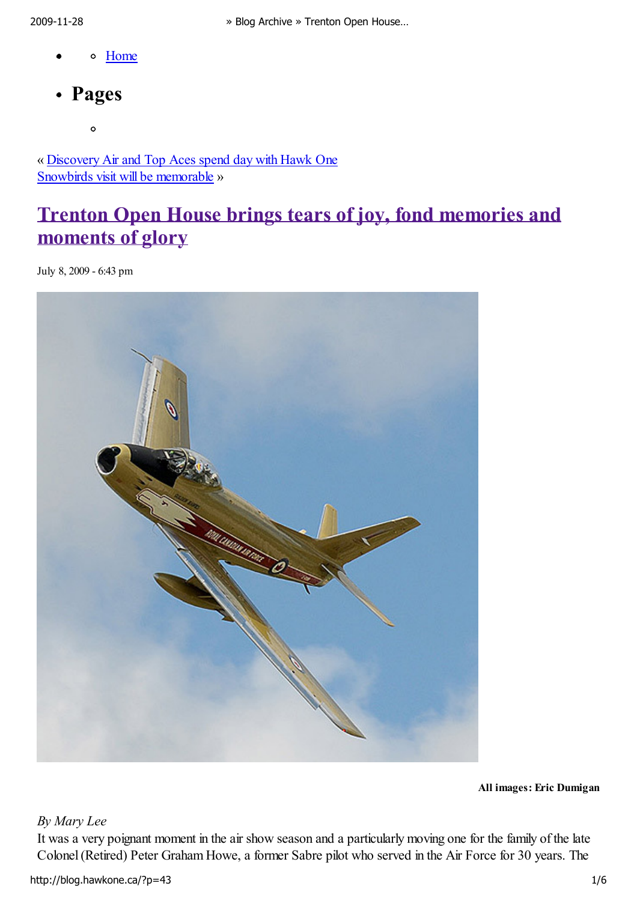- ◦ [Home]

- **Pages**
  - ◦

« [Discovery Air and Top Aces spend day with Hawk One]
[Snowbirds visit will be memorable] »

# [Trenton Open House brings tears of joy, fond memories and moments of glory]

July 8, 2009 - 6:43 pm

**All images: Eric Dumigan**

*By Mary Lee*

It was a very poignant moment in the air show season and a particularly moving one for the family of the late Colonel (Retired) Peter Graham Howe, a former Sabre pilot who served in the Air Force for 30 years. The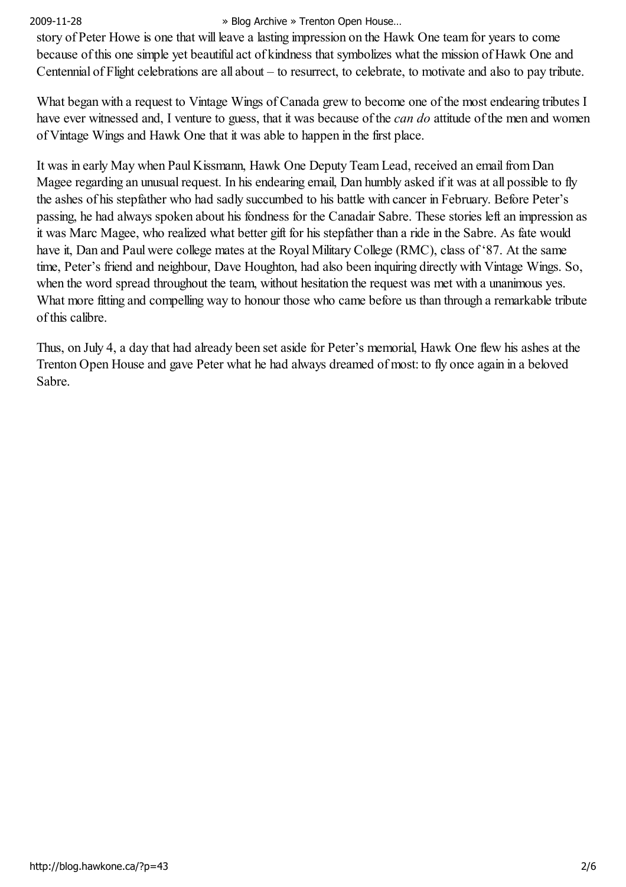story of Peter Howe is one that will leave a lasting impression on the Hawk One team for years to come because of this one simple yet beautiful act of kindness that symbolizes what the mission of Hawk One and Centennial of Flight celebrations are all about – to resurrect, to celebrate, to motivate and also to pay tribute.

What began with a request to Vintage Wings of Canada grew to become one of the most endearing tributes I have ever witnessed and, I venture to guess, that it was because of the *can do* attitude of the men and women of Vintage Wings and Hawk One that it was able to happen in the first place.

It was in early May when Paul Kissmann, Hawk One Deputy Team Lead, received an email from Dan Magee regarding an unusual request. In his endearing email, Dan humbly asked if it was at all possible to fly the ashes of his stepfather who had sadly succumbed to his battle with cancer in February. Before Peter's passing, he had always spoken about his fondness for the Canadair Sabre. These stories left an impression as it was Marc Magee, who realized what better gift for his stepfather than a ride in the Sabre. As fate would have it, Dan and Paul were college mates at the Royal Military College (RMC), class of '87. At the same time, Peter's friend and neighbour, Dave Houghton, had also been inquiring directly with Vintage Wings. So, when the word spread throughout the team, without hesitation the request was met with a unanimous yes. What more fitting and compelling way to honour those who came before us than through a remarkable tribute of this calibre.

Thus, on July 4, a day that had already been set aside for Peter's memorial, Hawk One flew his ashes at the Trenton Open House and gave Peter what he had always dreamed of most: to fly once again in a beloved Sabre.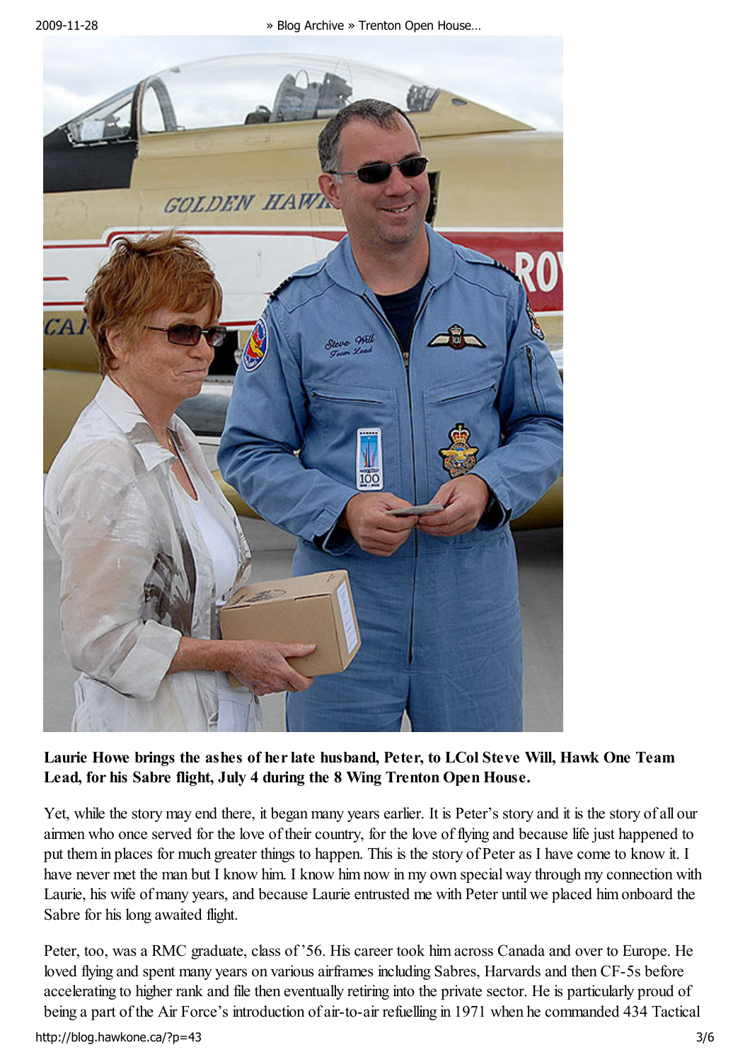**Laurie Howe brings the ashes of her late husband, Peter, to LCol Steve Will, Hawk One Team Lead, for his Sabre flight, July 4 during the 8 Wing Trenton Open House.**

Yet, while the story may end there, it began many years earlier. It is Peter's story and it is the story of all our airmen who once served for the love of their country, for the love of flying and because life just happened to put them in places for much greater things to happen. This is the story of Peter as I have come to know it. I have never met the man but I know him. I know him now in my own special way through my connection with Laurie, his wife of many years, and because Laurie entrusted me with Peter until we placed him onboard the Sabre for his long awaited flight.

Peter, too, was a RMC graduate, class of '56. His career took him across Canada and over to Europe. He loved flying and spent many years on various airframes including Sabres, Harvards and then CF-5s before accelerating to higher rank and file then eventually retiring into the private sector. He is particularly proud of being a part of the Air Force's introduction of air-to-air refuelling in 1971 when he commanded 434 Tactical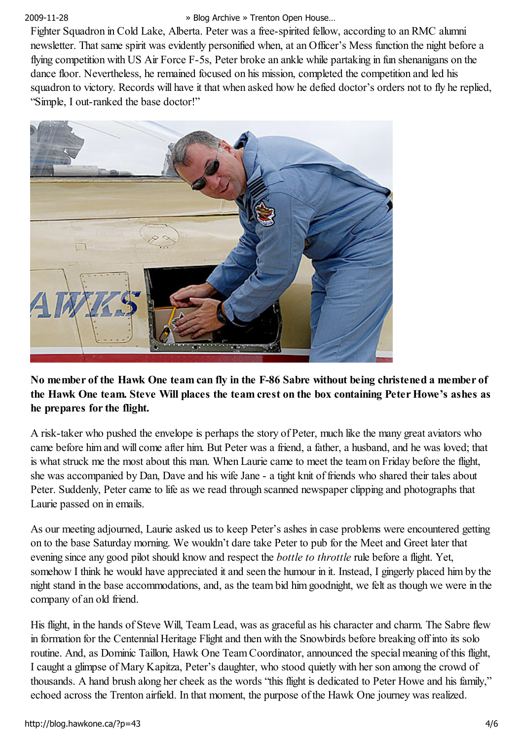Fighter Squadron in Cold Lake, Alberta. Peter was a free-spirited fellow, according to an RMC alumni newsletter. That same spirit was evidently personified when, at an Officer's Mess function the night before a flying competition with US Air Force F-5s, Peter broke an ankle while partaking in fun shenanigans on the dance floor. Nevertheless, he remained focused on his mission, completed the competition and led his squadron to victory. Records will have it that when asked how he defied doctor's orders not to fly he replied, "Simple, I out-ranked the base doctor!"

**No member of the Hawk One team can fly in the F-86 Sabre without being christened a member of the Hawk One team. Steve Will places the team crest on the box containing Peter Howe's ashes as he prepares for the flight.**

A risk-taker who pushed the envelope is perhaps the story of Peter, much like the many great aviators who came before him and will come after him. But Peter was a friend, a father, a husband, and he was loved; that is what struck me the most about this man. When Laurie came to meet the team on Friday before the flight, she was accompanied by Dan, Dave and his wife Jane - a tight knit of friends who shared their tales about Peter. Suddenly, Peter came to life as we read through scanned newspaper clipping and photographs that Laurie passed on in emails.

As our meeting adjourned, Laurie asked us to keep Peter's ashes in case problems were encountered getting on to the base Saturday morning. We wouldn't dare take Peter to pub for the Meet and Greet later that evening since any good pilot should know and respect the *bottle to throttle* rule before a flight. Yet, somehow I think he would have appreciated it and seen the humour in it. Instead, I gingerly placed him by the night stand in the base accommodations, and, as the team bid him goodnight, we felt as though we were in the company of an old friend.

His flight, in the hands of Steve Will, Team Lead, was as graceful as his character and charm. The Sabre flew in formation for the Centennial Heritage Flight and then with the Snowbirds before breaking off into its solo routine. And, as Dominic Taillon, Hawk One Team Coordinator, announced the special meaning of this flight, I caught a glimpse of Mary Kapitza, Peter's daughter, who stood quietly with her son among the crowd of thousands. A hand brush along her cheek as the words "this flight is dedicated to Peter Howe and his family," echoed across the Trenton airfield. In that moment, the purpose of the Hawk One journey was realized.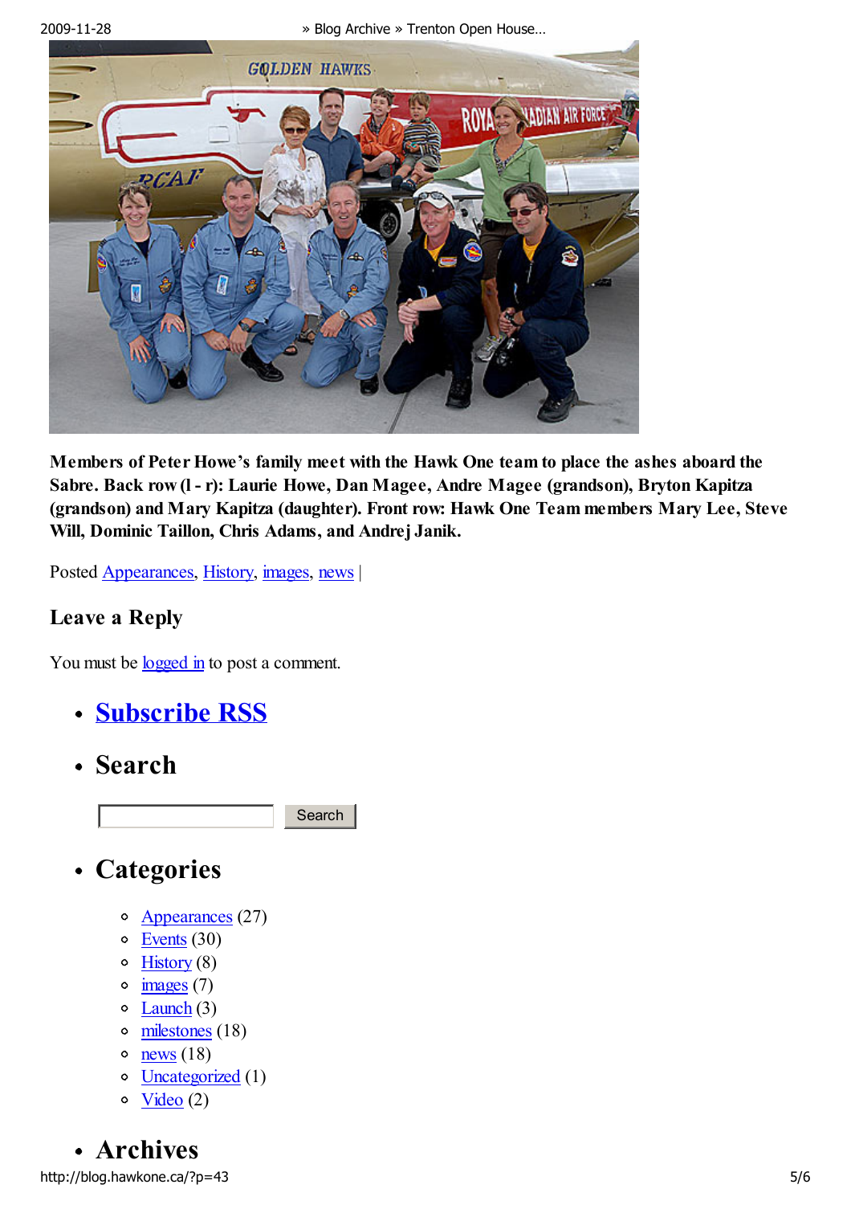**Members of Peter Howe's family meet with the Hawk One team to place the ashes aboard the Sabre. Back row (l - r): Laurie Howe, Dan Magee, Andre Magee (grandson), Bryton Kapitza (grandson) and Mary Kapitza (daughter). Front row: Hawk One Team members Mary Lee, Steve Will, Dominic Taillon, Chris Adams, and Andrej Janik.**

Posted Appearances, History, images, news |

### Leave a Reply

You must be logged in to post a comment.

- ## Subscribe RSS
- ## Search

  Search

- ## Categories
  - Appearances (27)
  - Events (30)
  - History (8)
  - images (7)
  - Launch (3)
  - milestones (18)
  - news (18)
  - Uncategorized (1)
  - Video (2)

- ## Archives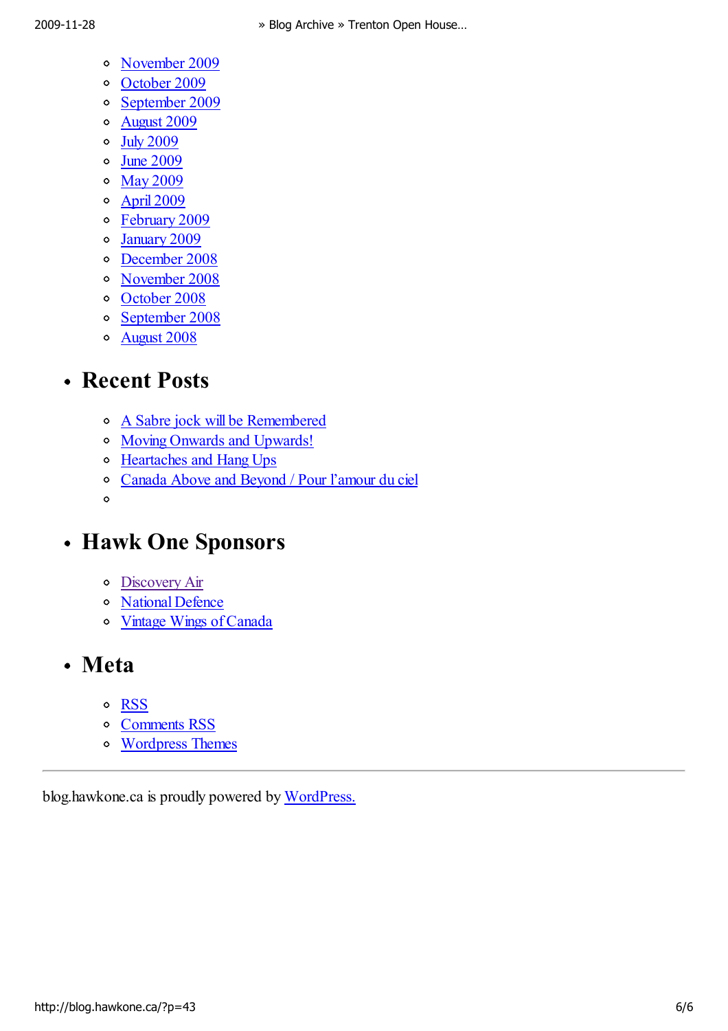- November 2009
- October 2009
- September 2009
- August 2009
- July 2009
- June 2009
- May 2009
- April 2009
- February 2009
- January 2009
- December 2008
- November 2008
- October 2008
- September 2008
- August 2008

## Recent Posts

- A Sabre jock will be Remembered
- Moving Onwards and Upwards!
- Heartaches and Hang Ups
- Canada Above and Beyond / Pour l'amour du ciel
-

## Hawk One Sponsors

- Discovery Air
- National Defence
- Vintage Wings of Canada

## Meta

- RSS
- Comments RSS
- Wordpress Themes

---

blog.hawkone.ca is proudly powered by WordPress.